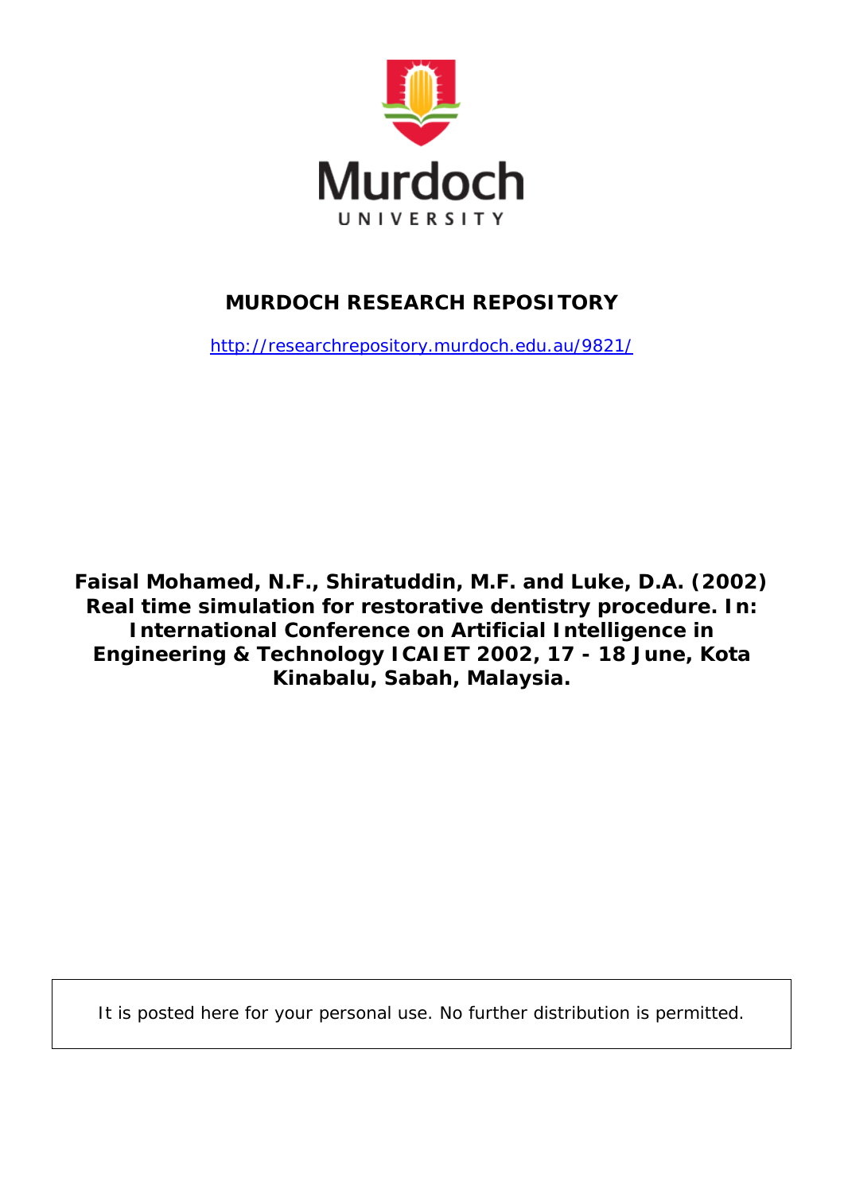Murdoch

UNIVERSITY

**MURDOCH RESEARCH REPOSITORY**

http://researchrepository.murdoch.edu.au/9821/

**Faisal Mohamed, N.F., Shiratuddin, M.F. and Luke, D.A. (2002) Real time simulation for restorative dentistry procedure. In: International Conference on Artificial Intelligence in Engineering & Technology ICAIET 2002, 17 - 18 June, Kota Kinabalu, Sabah, Malaysia.**

It is posted here for your personal use. No further distribution is permitted.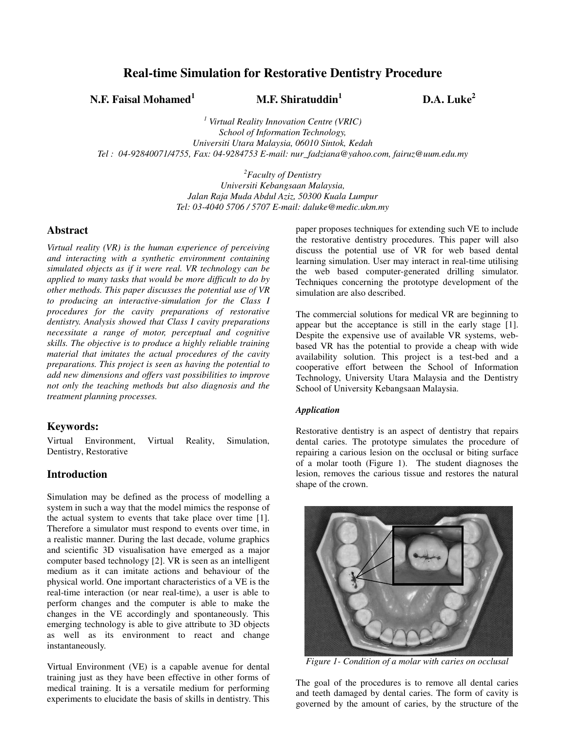# Real-time Simulation for Restorative Dentistry Procedure

**N.F. Faisal Mohamed[1]** **M.F. Shiratuddin[1]** **D.A. Luke[2]**

[1] *Virtual Reality Innovation Centre (VRIC)*
*School of Information Technology,*
*Universiti Utara Malaysia, 06010 Sintok, Kedah*
*Tel : 04-92840071/4755, Fax: 04-9284753 E-mail: nur_fadziana@yahoo.com, fairuz@uum.edu.my*

[2]*Faculty of Dentistry*
*Universiti Kebangsaan Malaysia,*
*Jalan Raja Muda Abdul Aziz, 50300 Kuala Lumpur*
*Tel: 03-4040 5706 / 5707 E-mail: daluke@medic.ukm.my*

## Abstract

*Virtual reality (VR) is the human experience of perceiving and interacting with a synthetic environment containing simulated objects as if it were real. VR technology can be applied to many tasks that would be more difficult to do by other methods. This paper discusses the potential use of VR to producing an interactive-simulation for the Class I procedures for the cavity preparations of restorative dentistry. Analysis showed that Class I cavity preparations necessitate a range of motor, perceptual and cognitive skills. The objective is to produce a highly reliable training material that imitates the actual procedures of the cavity preparations. This project is seen as having the potential to add new dimensions and offers vast possibilities to improve not only the teaching methods but also diagnosis and the treatment planning processes.*

## Keywords:

Virtual Environment, Virtual Reality, Simulation, Dentistry, Restorative

## Introduction

Simulation may be defined as the process of modelling a system in such a way that the model mimics the response of the actual system to events that take place over time [1]. Therefore a simulator must respond to events over time, in a realistic manner. During the last decade, volume graphics and scientific 3D visualisation have emerged as a major computer based technology [2]. VR is seen as an intelligent medium as it can imitate actions and behaviour of the physical world. One important characteristics of a VE is the real-time interaction (or near real-time), a user is able to perform changes and the computer is able to make the changes in the VE accordingly and spontaneously. This emerging technology is able to give attribute to 3D objects as well as its environment to react and change instantaneously.

Virtual Environment (VE) is a capable avenue for dental training just as they have been effective in other forms of medical training. It is a versatile medium for performing experiments to elucidate the basis of skills in dentistry. This paper proposes techniques for extending such VE to include the restorative dentistry procedures. This paper will also discuss the potential use of VR for web based dental learning simulation. User may interact in real-time utilising the web based computer-generated drilling simulator. Techniques concerning the prototype development of the simulation are also described.

The commercial solutions for medical VR are beginning to appear but the acceptance is still in the early stage [1]. Despite the expensive use of available VR systems, web-based VR has the potential to provide a cheap with wide availability solution. This project is a test-bed and a cooperative effort between the School of Information Technology, University Utara Malaysia and the Dentistry School of University Kebangsaan Malaysia.

### *Application*

Restorative dentistry is an aspect of dentistry that repairs dental caries. The prototype simulates the procedure of repairing a carious lesion on the occlusal or biting surface of a molar tooth (Figure 1). The student diagnoses the lesion, removes the carious tissue and restores the natural shape of the crown.

*Figure 1- Condition of a molar with caries on occlusal*

The goal of the procedures is to remove all dental caries and teeth damaged by dental caries. The form of cavity is governed by the amount of caries, by the structure of the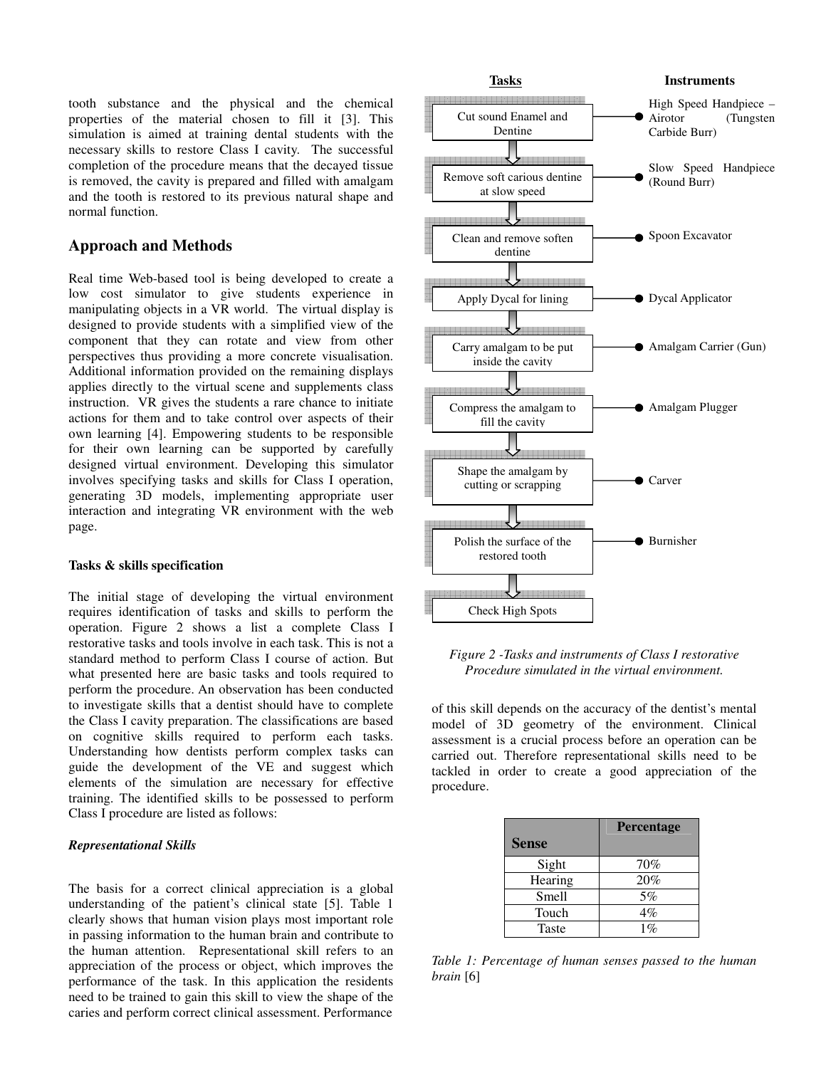tooth substance and the physical and the chemical properties of the material chosen to fill it [3]. This simulation is aimed at training dental students with the necessary skills to restore Class I cavity. The successful completion of the procedure means that the decayed tissue is removed, the cavity is prepared and filled with amalgam and the tooth is restored to its previous natural shape and normal function.

## Approach and Methods

Real time Web-based tool is being developed to create a low cost simulator to give students experience in manipulating objects in a VR world. The virtual display is designed to provide students with a simplified view of the component that they can rotate and view from other perspectives thus providing a more concrete visualisation. Additional information provided on the remaining displays applies directly to the virtual scene and supplements class instruction. VR gives the students a rare chance to initiate actions for them and to take control over aspects of their own learning [4]. Empowering students to be responsible for their own learning can be supported by carefully designed virtual environment. Developing this simulator involves specifying tasks and skills for Class I operation, generating 3D models, implementing appropriate user interaction and integrating VR environment with the web page.

### Tasks & skills specification

The initial stage of developing the virtual environment requires identification of tasks and skills to perform the operation. Figure 2 shows a list a complete Class I restorative tasks and tools involve in each task. This is not a standard method to perform Class I course of action. But what presented here are basic tasks and tools required to perform the procedure. An observation has been conducted to investigate skills that a dentist should have to complete the Class I cavity preparation. The classifications are based on cognitive skills required to perform each tasks. Understanding how dentists perform complex tasks can guide the development of the VE and suggest which elements of the simulation are necessary for effective training. The identified skills to be possessed to perform Class I procedure are listed as follows:

| Tasks | Instruments |
|---|---|
| Cut sound Enamel and Dentine | High Speed Handpiece – Airotor (Tungsten Carbide Burr) |
| Remove soft carious dentine at slow speed | Slow Speed Handpiece (Round Burr) |
| Clean and remove soften dentine | Spoon Excavator |
| Apply Dycal for lining | Dycal Applicator |
| Carry amalgam to be put inside the cavity | Amalgam Carrier (Gun) |
| Compress the amalgam to fill the cavity | Amalgam Plugger |
| Shape the amalgam by cutting or scrapping | Carver |
| Polish the surface of the restored tooth | Burnisher |
| Check High Spots | |

*Figure 2 -Tasks and instruments of Class I restorative Procedure simulated in the virtual environment.*

#### *Representational Skills*

The basis for a correct clinical appreciation is a global understanding of the patient's clinical state [5]. Table 1 clearly shows that human vision plays most important role in passing information to the human brain and contribute to the human attention. Representational skill refers to an appreciation of the process or object, which improves the performance of the task. In this application the residents need to be trained to gain this skill to view the shape of the caries and perform correct clinical assessment. Performance of this skill depends on the accuracy of the dentist's mental model of 3D geometry of the environment. Clinical assessment is a crucial process before an operation can be carried out. Therefore representational skills need to be tackled in order to create a good appreciation of the procedure.

| Sense | Percentage |
|---|---|
| Sight | 70% |
| Hearing | 20% |
| Smell | 5% |
| Touch | 4% |
| Taste | 1% |

*Table 1: Percentage of human senses passed to the human brain* [6]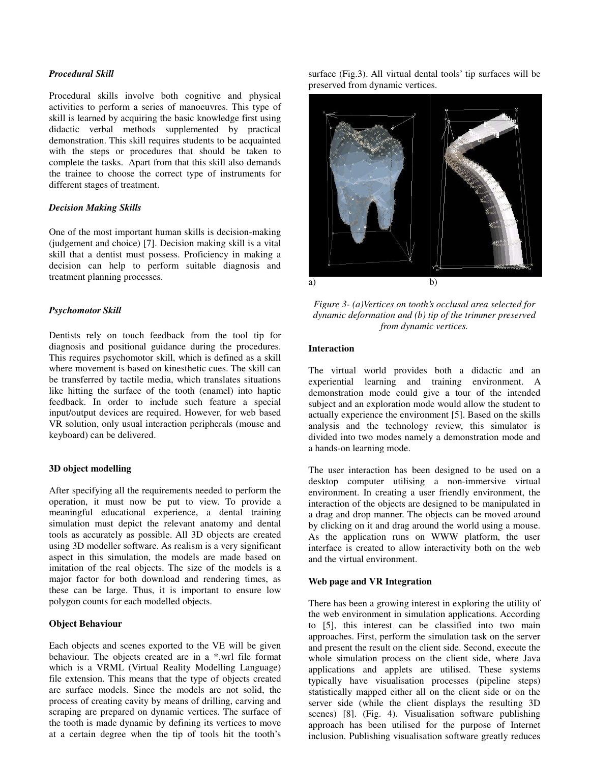### *Procedural Skill*

Procedural skills involve both cognitive and physical activities to perform a series of manoeuvres. This type of skill is learned by acquiring the basic knowledge first using didactic verbal methods supplemented by practical demonstration. This skill requires students to be acquainted with the steps or procedures that should be taken to complete the tasks. Apart from that this skill also demands the trainee to choose the correct type of instruments for different stages of treatment.

### *Decision Making Skills*

One of the most important human skills is decision-making (judgement and choice) [7]. Decision making skill is a vital skill that a dentist must possess. Proficiency in making a decision can help to perform suitable diagnosis and treatment planning processes.

### *Psychomotor Skill*

Dentists rely on touch feedback from the tool tip for diagnosis and positional guidance during the procedures. This requires psychomotor skill, which is defined as a skill where movement is based on kinesthetic cues. The skill can be transferred by tactile media, which translates situations like hitting the surface of the tooth (enamel) into haptic feedback. In order to include such feature a special input/output devices are required. However, for web based VR solution, only usual interaction peripherals (mouse and keyboard) can be delivered.

## 3D object modelling

After specifying all the requirements needed to perform the operation, it must now be put to view. To provide a meaningful educational experience, a dental training simulation must depict the relevant anatomy and dental tools as accurately as possible. All 3D objects are created using 3D modeller software. As realism is a very significant aspect in this simulation, the models are made based on imitation of the real objects. The size of the models is a major factor for both download and rendering times, as these can be large. Thus, it is important to ensure low polygon counts for each modelled objects.

## Object Behaviour

Each objects and scenes exported to the VE will be given behaviour. The objects created are in a *.wrl file format which is a VRML (Virtual Reality Modelling Language) file extension. This means that the type of objects created are surface models. Since the models are not solid, the process of creating cavity by means of drilling, carving and scraping are prepared on dynamic vertices. The surface of the tooth is made dynamic by defining its vertices to move at a certain degree when the tip of tools hit the tooth's surface (Fig.3). All virtual dental tools' tip surfaces will be preserved from dynamic vertices.

a) b)

*Figure 3- (a)Vertices on tooth's occlusal area selected for dynamic deformation and (b) tip of the trimmer preserved from dynamic vertices.*

## Interaction

The virtual world provides both a didactic and an experiential learning and training environment. A demonstration mode could give a tour of the intended subject and an exploration mode would allow the student to actually experience the environment [5]. Based on the skills analysis and the technology review, this simulator is divided into two modes namely a demonstration mode and a hands-on learning mode.

The user interaction has been designed to be used on a desktop computer utilising a non-immersive virtual environment. In creating a user friendly environment, the interaction of the objects are designed to be manipulated in a drag and drop manner. The objects can be moved around by clicking on it and drag around the world using a mouse. As the application runs on WWW platform, the user interface is created to allow interactivity both on the web and the virtual environment.

## Web page and VR Integration

There has been a growing interest in exploring the utility of the web environment in simulation applications. According to [5], this interest can be classified into two main approaches. First, perform the simulation task on the server and present the result on the client side. Second, execute the whole simulation process on the client side, where Java applications and applets are utilised. These systems typically have visualisation processes (pipeline steps) statistically mapped either all on the client side or on the server side (while the client displays the resulting 3D scenes) [8]. (Fig. 4). Visualisation software publishing approach has been utilised for the purpose of Internet inclusion. Publishing visualisation software greatly reduces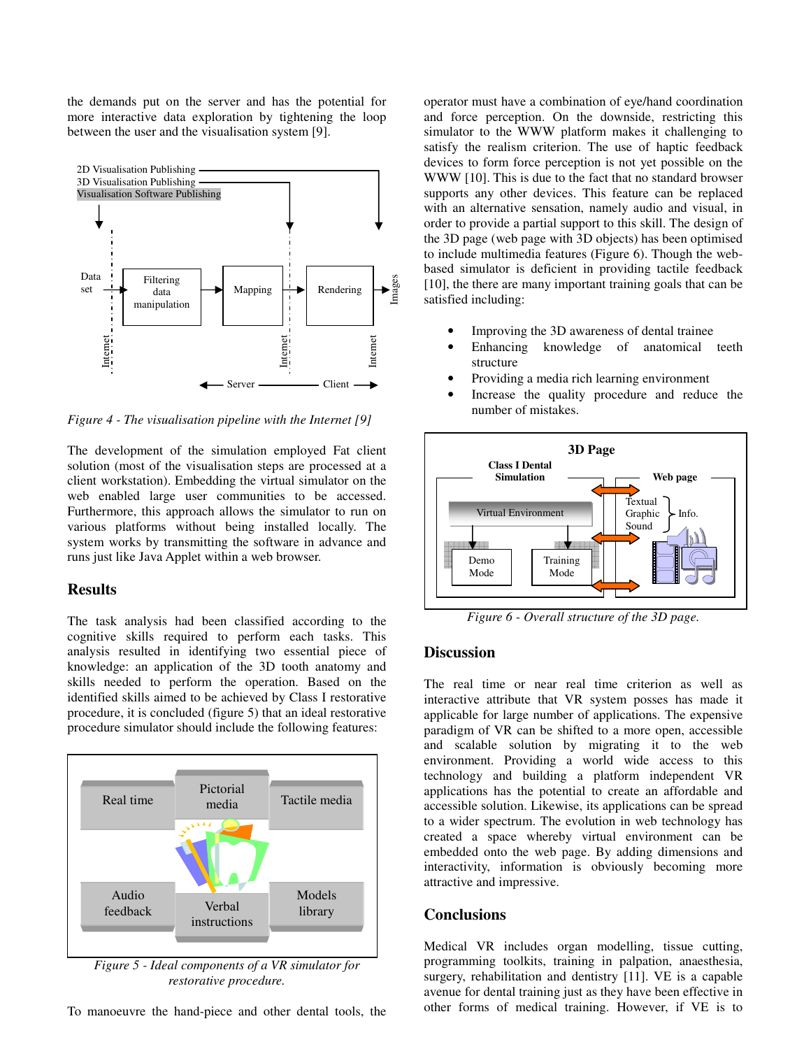the demands put on the server and has the potential for more interactive data exploration by tightening the loop between the user and the visualisation system [9].

*Figure 4 - The visualisation pipeline with the Internet [9]*

The development of the simulation employed Fat client solution (most of the visualisation steps are processed at a client workstation). Embedding the virtual simulator on the web enabled large user communities to be accessed. Furthermore, this approach allows the simulator to run on various platforms without being installed locally. The system works by transmitting the software in advance and runs just like Java Applet within a web browser.

## Results

The task analysis had been classified according to the cognitive skills required to perform each tasks. This analysis resulted in identifying two essential piece of knowledge: an application of the 3D tooth anatomy and skills needed to perform the operation. Based on the identified skills aimed to be achieved by Class I restorative procedure, it is concluded (figure 5) that an ideal restorative procedure simulator should include the following features:

*Figure 5 - Ideal components of a VR simulator for restorative procedure.*

To manoeuvre the hand-piece and other dental tools, the operator must have a combination of eye/hand coordination and force perception. On the downside, restricting this simulator to the WWW platform makes it challenging to satisfy the realism criterion. The use of haptic feedback devices to form force perception is not yet possible on the WWW [10]. This is due to the fact that no standard browser supports any other devices. This feature can be replaced with an alternative sensation, namely audio and visual, in order to provide a partial support to this skill. The design of the 3D page (web page with 3D objects) has been optimised to include multimedia features (Figure 6). Though the web-based simulator is deficient in providing tactile feedback [10], the there are many important training goals that can be satisfied including:

- Improving the 3D awareness of dental trainee
- Enhancing knowledge of anatomical teeth structure
- Providing a media rich learning environment
- Increase the quality procedure and reduce the number of mistakes.

*Figure 6 - Overall structure of the 3D page.*

## Discussion

The real time or near real time criterion as well as interactive attribute that VR system posses has made it applicable for large number of applications. The expensive paradigm of VR can be shifted to a more open, accessible and scalable solution by migrating it to the web environment. Providing a world wide access to this technology and building a platform independent VR applications has the potential to create an affordable and accessible solution. Likewise, its applications can be spread to a wider spectrum. The evolution in web technology has created a space whereby virtual environment can be embedded onto the web page. By adding dimensions and interactivity, information is obviously becoming more attractive and impressive.

## Conclusions

Medical VR includes organ modelling, tissue cutting, programming toolkits, training in palpation, anaesthesia, surgery, rehabilitation and dentistry [11]. VE is a capable avenue for dental training just as they have been effective in other forms of medical training. However, if VE is to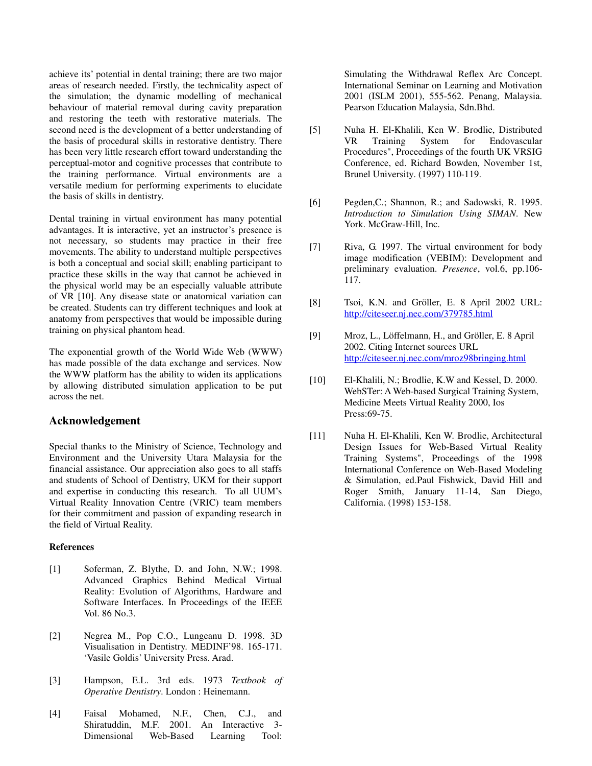achieve its' potential in dental training; there are two major areas of research needed. Firstly, the technicality aspect of the simulation; the dynamic modelling of mechanical behaviour of material removal during cavity preparation and restoring the teeth with restorative materials. The second need is the development of a better understanding of the basis of procedural skills in restorative dentistry. There has been very little research effort toward understanding the perceptual-motor and cognitive processes that contribute to the training performance. Virtual environments are a versatile medium for performing experiments to elucidate the basis of skills in dentistry.

Dental training in virtual environment has many potential advantages. It is interactive, yet an instructor's presence is not necessary, so students may practice in their free movements. The ability to understand multiple perspectives is both a conceptual and social skill; enabling participant to practice these skills in the way that cannot be achieved in the physical world may be an especially valuable attribute of VR [10]. Any disease state or anatomical variation can be created. Students can try different techniques and look at anatomy from perspectives that would be impossible during training on physical phantom head.

The exponential growth of the World Wide Web (WWW) has made possible of the data exchange and services. Now the WWW platform has the ability to widen its applications by allowing distributed simulation application to be put across the net.

## Acknowledgement

Special thanks to the Ministry of Science, Technology and Environment and the University Utara Malaysia for the financial assistance. Our appreciation also goes to all staffs and students of School of Dentistry, UKM for their support and expertise in conducting this research. To all UUM's Virtual Reality Innovation Centre (VRIC) team members for their commitment and passion of expanding research in the field of Virtual Reality.

### References

[1] Soferman, Z. Blythe, D. and John, N.W.; 1998. Advanced Graphics Behind Medical Virtual Reality: Evolution of Algorithms, Hardware and Software Interfaces. In Proceedings of the IEEE Vol. 86 No.3.

[2] Negrea M., Pop C.O., Lungeanu D. 1998. 3D Visualisation in Dentistry. MEDINF'98. 165-171. 'Vasile Goldis' University Press. Arad.

[3] Hampson, E.L. 3rd eds. 1973 *Textbook of Operative Dentistry*. London : Heinemann.

[4] Faisal Mohamed, N.F., Chen, C.J., and Shiratuddin, M.F. 2001. An Interactive 3-Dimensional Web-Based Learning Tool: Simulating the Withdrawal Reflex Arc Concept. International Seminar on Learning and Motivation 2001 (ISLM 2001), 555-562. Penang, Malaysia. Pearson Education Malaysia, Sdn.Bhd.

[5] Nuha H. El-Khalili, Ken W. Brodlie, Distributed VR Training System for Endovascular Procedures", Proceedings of the fourth UK VRSIG Conference, ed. Richard Bowden, November 1st, Brunel University. (1997) 110-119.

[6] Pegden,C.; Shannon, R.; and Sadowski, R. 1995. *Introduction to Simulation Using SIMAN*. New York. McGraw-Hill, Inc.

[7] Riva, G. 1997. The virtual environment for body image modification (VEBIM): Development and preliminary evaluation. *Presence*, vol.6, pp.106-117.

[8] Tsoi, K.N. and Gröller, E. 8 April 2002 URL: http://citeseer.nj.nec.com/379785.html

[9] Mroz, L., Löffelmann, H., and Gröller, E. 8 April 2002. Citing Internet sources URL http://citeseer.nj.nec.com/mroz98bringing.html

[10] El-Khalili, N.; Brodlie, K.W and Kessel, D. 2000. WebSTer: A Web-based Surgical Training System, Medicine Meets Virtual Reality 2000, Ios Press:69-75.

[11] Nuha H. El-Khalili, Ken W. Brodlie, Architectural Design Issues for Web-Based Virtual Reality Training Systems", Proceedings of the 1998 International Conference on Web-Based Modeling & Simulation, ed.Paul Fishwick, David Hill and Roger Smith, January 11-14, San Diego, California. (1998) 153-158.